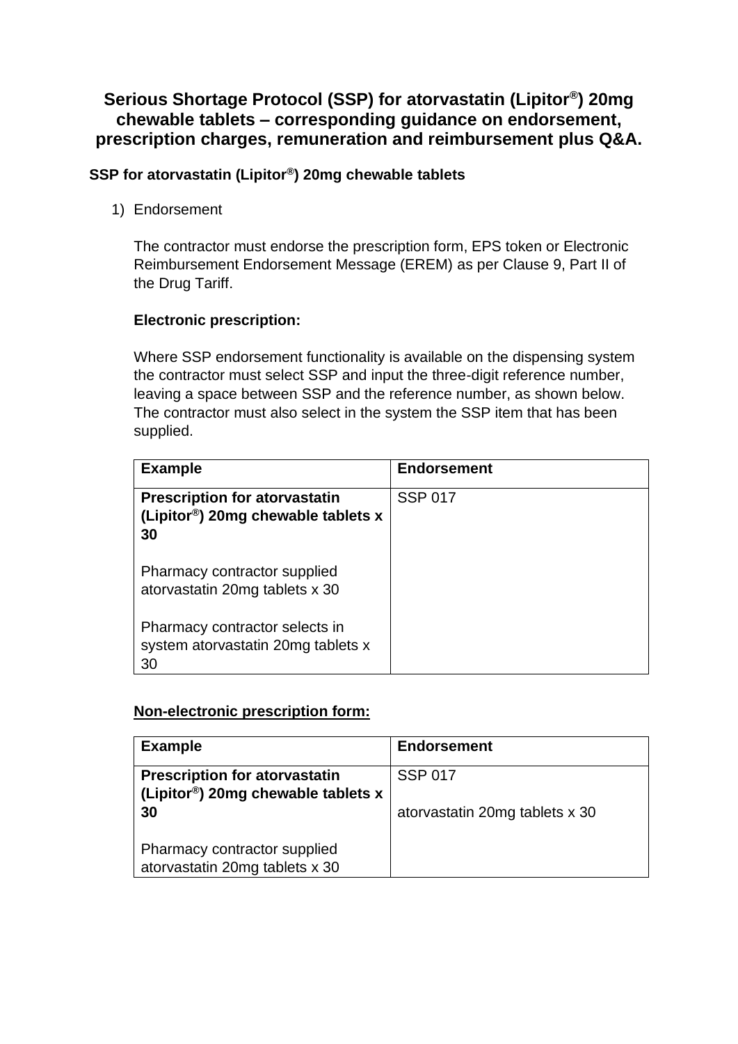# Serious Shortage Protocol (SSP) for atorvastatin (Lipitor®) 20mg chewable tablets – corresponding guidance on endorsement, prescription charges, remuneration and reimbursement plus Q&A.

## SSP for atorvastatin (Lipitor®) 20mg chewable tablets

1) Endorsement

The contractor must endorse the prescription form, EPS token or Electronic Reimbursement Endorsement Message (EREM) as per Clause 9, Part II of the Drug Tariff.

**Electronic prescription:**

Where SSP endorsement functionality is available on the dispensing system the contractor must select SSP and input the three-digit reference number, leaving a space between SSP and the reference number, as shown below. The contractor must also select in the system the SSP item that has been supplied.

| Example | Endorsement |
|---|---|
| **Prescription for atorvastatin (Lipitor®) 20mg chewable tablets x 30**<br><br>Pharmacy contractor supplied atorvastatin 20mg tablets x 30<br><br>Pharmacy contractor selects in system atorvastatin 20mg tablets x 30 | SSP 017 |

**Non-electronic prescription form:**

| Example | Endorsement |
|---|---|
| **Prescription for atorvastatin (Lipitor®) 20mg chewable tablets x 30**<br><br>Pharmacy contractor supplied atorvastatin 20mg tablets x 30 | SSP 017<br><br>atorvastatin 20mg tablets x 30 |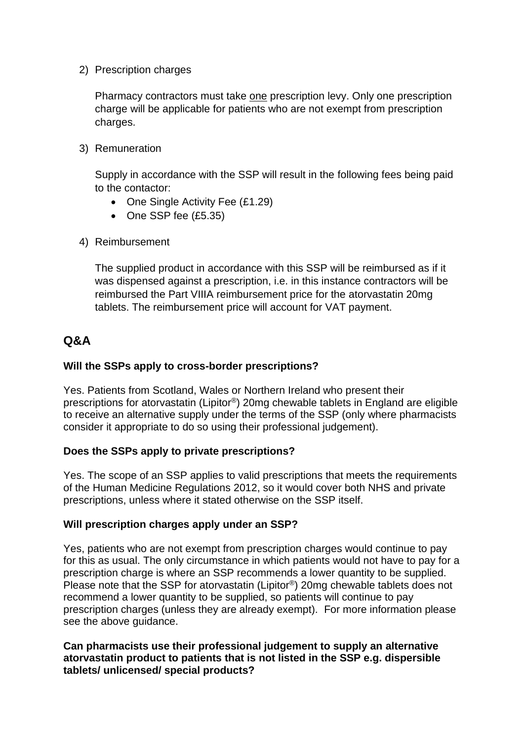2) Prescription charges

   Pharmacy contractors must take <u>one</u> prescription levy. Only one prescription charge will be applicable for patients who are not exempt from prescription charges.

3) Remuneration

   Supply in accordance with the SSP will result in the following fees being paid to the contactor:

   - One Single Activity Fee (£1.29)
   - One SSP fee (£5.35)

4) Reimbursement

   The supplied product in accordance with this SSP will be reimbursed as if it was dispensed against a prescription, i.e. in this instance contractors will be reimbursed the Part VIIIA reimbursement price for the atorvastatin 20mg tablets. The reimbursement price will account for VAT payment.

## Q&A

**Will the SSPs apply to cross-border prescriptions?**

Yes. Patients from Scotland, Wales or Northern Ireland who present their prescriptions for atorvastatin (Lipitor®) 20mg chewable tablets in England are eligible to receive an alternative supply under the terms of the SSP (only where pharmacists consider it appropriate to do so using their professional judgement).

**Does the SSPs apply to private prescriptions?**

Yes. The scope of an SSP applies to valid prescriptions that meets the requirements of the Human Medicine Regulations 2012, so it would cover both NHS and private prescriptions, unless where it stated otherwise on the SSP itself.

**Will prescription charges apply under an SSP?**

Yes, patients who are not exempt from prescription charges would continue to pay for this as usual. The only circumstance in which patients would not have to pay for a prescription charge is where an SSP recommends a lower quantity to be supplied. Please note that the SSP for atorvastatin (Lipitor®) 20mg chewable tablets does not recommend a lower quantity to be supplied, so patients will continue to pay prescription charges (unless they are already exempt). For more information please see the above guidance.

**Can pharmacists use their professional judgement to supply an alternative atorvastatin product to patients that is not listed in the SSP e.g. dispersible tablets/ unlicensed/ special products?**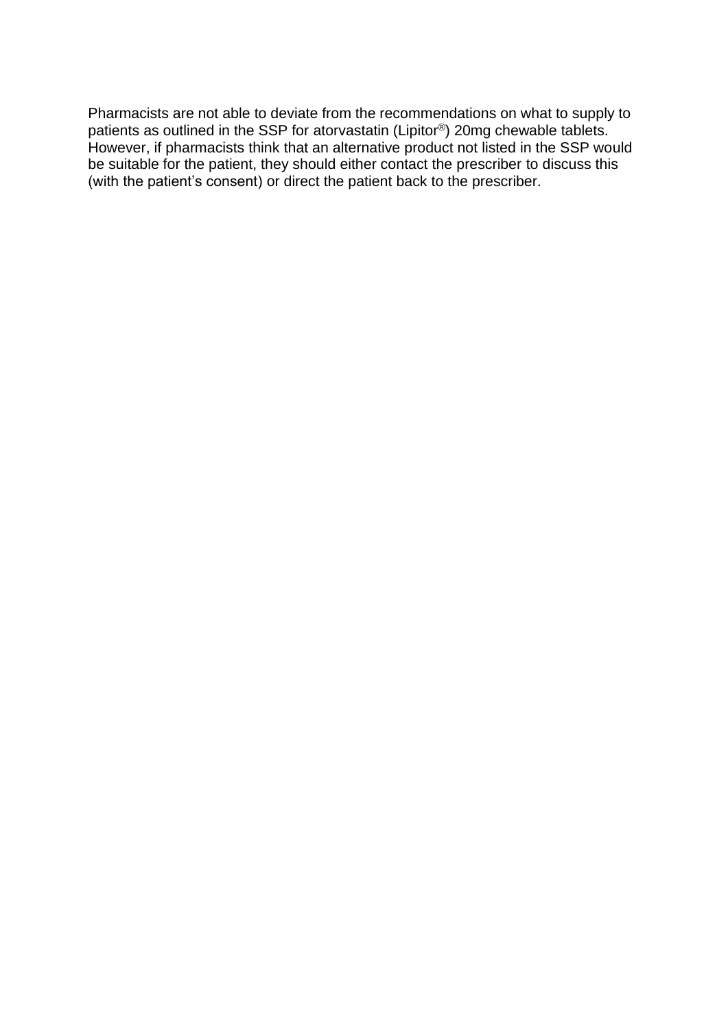Pharmacists are not able to deviate from the recommendations on what to supply to patients as outlined in the SSP for atorvastatin (Lipitor®) 20mg chewable tablets. However, if pharmacists think that an alternative product not listed in the SSP would be suitable for the patient, they should either contact the prescriber to discuss this (with the patient's consent) or direct the patient back to the prescriber.